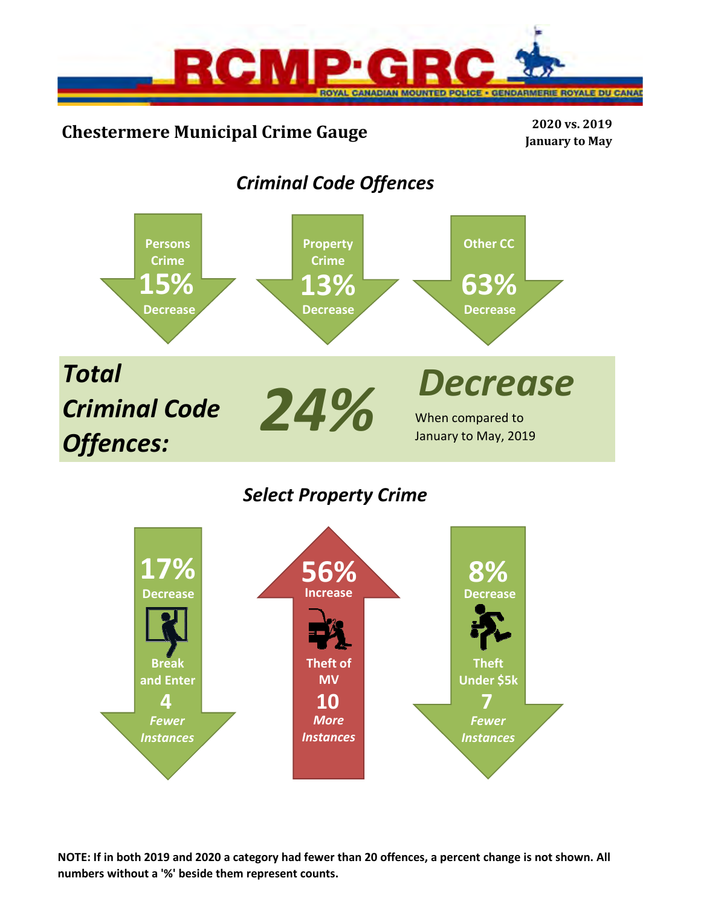RCMP·GRC

ROYAL CANADIAN MOUNTED POLICE • GENDARMERIE ROYALE DU CANADA

# Chestermere Municipal Crime Gauge

**2020 vs. 2019**
**January to May**

## *Criminal Code Offences*

- **Persons Crime** — **15%** Decrease
- **Property Crime** — **13%** Decrease
- **Other CC** — **63%** Decrease

***Total Criminal Code Offences:*** ***24%*** ***Decrease***

When compared to January to May, 2019

## *Select Property Crime*

- **17%** Decrease — **Break and Enter** — **4** *Fewer Instances*
- **56%** Increase — **Theft of MV** — **10** *More Instances*
- **8%** Decrease — **Theft Under $5k** — **7** *Fewer Instances*

**NOTE: If in both 2019 and 2020 a category had fewer than 20 offences, a percent change is not shown. All numbers without a '%' beside them represent counts.**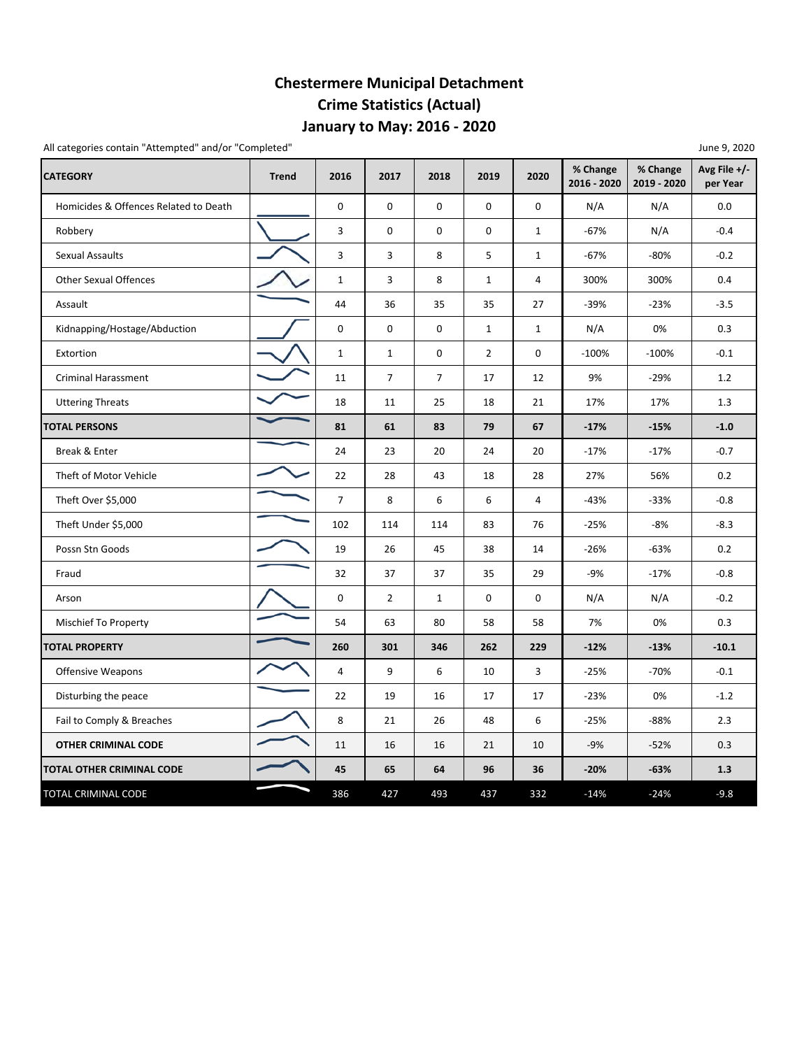# Chestermere Municipal Detachment
# Crime Statistics (Actual)
# January to May: 2016 - 2020

All categories contain "Attempted" and/or "Completed"

June 9, 2020

| CATEGORY | Trend | 2016 | 2017 | 2018 | 2019 | 2020 | % Change 2016 - 2020 | % Change 2019 - 2020 | Avg File +/- per Year |
|---|---|---|---|---|---|---|---|---|---|
| Homicides & Offences Related to Death | | 0 | 0 | 0 | 0 | 0 | N/A | N/A | 0.0 |
| Robbery | | 3 | 0 | 0 | 0 | 1 | -67% | N/A | -0.4 |
| Sexual Assaults | | 3 | 3 | 8 | 5 | 1 | -67% | -80% | -0.2 |
| Other Sexual Offences | | 1 | 3 | 8 | 1 | 4 | 300% | 300% | 0.4 |
| Assault | | 44 | 36 | 35 | 35 | 27 | -39% | -23% | -3.5 |
| Kidnapping/Hostage/Abduction | | 0 | 0 | 0 | 1 | 1 | N/A | 0% | 0.3 |
| Extortion | | 1 | 1 | 0 | 2 | 0 | -100% | -100% | -0.1 |
| Criminal Harassment | | 11 | 7 | 7 | 17 | 12 | 9% | -29% | 1.2 |
| Uttering Threats | | 18 | 11 | 25 | 18 | 21 | 17% | 17% | 1.3 |
| **TOTAL PERSONS** | | **81** | **61** | **83** | **79** | **67** | **-17%** | **-15%** | **-1.0** |
| Break & Enter | | 24 | 23 | 20 | 24 | 20 | -17% | -17% | -0.7 |
| Theft of Motor Vehicle | | 22 | 28 | 43 | 18 | 28 | 27% | 56% | 0.2 |
| Theft Over $5,000 | | 7 | 8 | 6 | 6 | 4 | -43% | -33% | -0.8 |
| Theft Under $5,000 | | 102 | 114 | 114 | 83 | 76 | -25% | -8% | -8.3 |
| Possn Stn Goods | | 19 | 26 | 45 | 38 | 14 | -26% | -63% | 0.2 |
| Fraud | | 32 | 37 | 37 | 35 | 29 | -9% | -17% | -0.8 |
| Arson | | 0 | 2 | 1 | 0 | 0 | N/A | N/A | -0.2 |
| Mischief To Property | | 54 | 63 | 80 | 58 | 58 | 7% | 0% | 0.3 |
| **TOTAL PROPERTY** | | **260** | **301** | **346** | **262** | **229** | **-12%** | **-13%** | **-10.1** |
| Offensive Weapons | | 4 | 9 | 6 | 10 | 3 | -25% | -70% | -0.1 |
| Disturbing the peace | | 22 | 19 | 16 | 17 | 17 | -23% | 0% | -1.2 |
| Fail to Comply & Breaches | | 8 | 21 | 26 | 48 | 6 | -25% | -88% | 2.3 |
| **OTHER CRIMINAL CODE** | | 11 | 16 | 16 | 21 | 10 | -9% | -52% | 0.3 |
| **TOTAL OTHER CRIMINAL CODE** | | **45** | **65** | **64** | **96** | **36** | **-20%** | **-63%** | **1.3** |
| TOTAL CRIMINAL CODE | | 386 | 427 | 493 | 437 | 332 | -14% | -24% | -9.8 |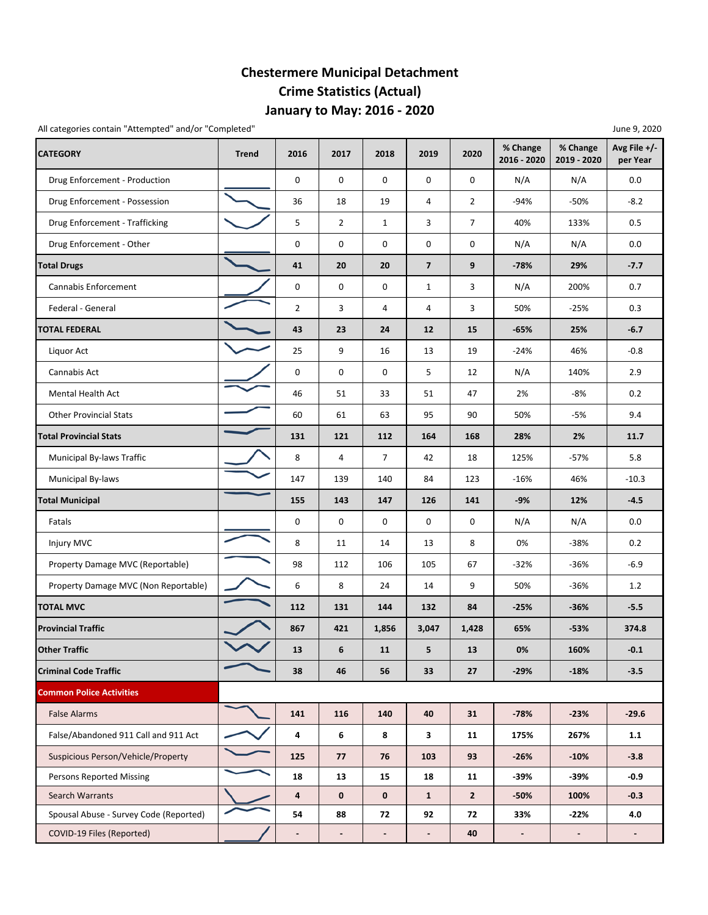# Chestermere Municipal Detachment
## Crime Statistics (Actual)
## January to May: 2016 - 2020

All categories contain "Attempted" and/or "Completed"

June 9, 2020

| CATEGORY | Trend | 2016 | 2017 | 2018 | 2019 | 2020 | % Change 2016 - 2020 | % Change 2019 - 2020 | Avg File +/- per Year |
|---|---|---|---|---|---|---|---|---|---|
| Drug Enforcement - Production | | 0 | 0 | 0 | 0 | 0 | N/A | N/A | 0.0 |
| Drug Enforcement - Possession | | 36 | 18 | 19 | 4 | 2 | -94% | -50% | -8.2 |
| Drug Enforcement - Trafficking | | 5 | 2 | 1 | 3 | 7 | 40% | 133% | 0.5 |
| Drug Enforcement - Other | | 0 | 0 | 0 | 0 | 0 | N/A | N/A | 0.0 |
| **Total Drugs** | | **41** | **20** | **20** | **7** | **9** | **-78%** | **29%** | **-7.7** |
| Cannabis Enforcement | | 0 | 0 | 0 | 1 | 3 | N/A | 200% | 0.7 |
| Federal - General | | 2 | 3 | 4 | 4 | 3 | 50% | -25% | 0.3 |
| **TOTAL FEDERAL** | | **43** | **23** | **24** | **12** | **15** | **-65%** | **25%** | **-6.7** |
| Liquor Act | | 25 | 9 | 16 | 13 | 19 | -24% | 46% | -0.8 |
| Cannabis Act | | 0 | 0 | 0 | 5 | 12 | N/A | 140% | 2.9 |
| Mental Health Act | | 46 | 51 | 33 | 51 | 47 | 2% | -8% | 0.2 |
| Other Provincial Stats | | 60 | 61 | 63 | 95 | 90 | 50% | -5% | 9.4 |
| **Total Provincial Stats** | | **131** | **121** | **112** | **164** | **168** | **28%** | **2%** | **11.7** |
| Municipal By-laws Traffic | | 8 | 4 | 7 | 42 | 18 | 125% | -57% | 5.8 |
| Municipal By-laws | | 147 | 139 | 140 | 84 | 123 | -16% | 46% | -10.3 |
| **Total Municipal** | | **155** | **143** | **147** | **126** | **141** | **-9%** | **12%** | **-4.5** |
| Fatals | | 0 | 0 | 0 | 0 | 0 | N/A | N/A | 0.0 |
| Injury MVC | | 8 | 11 | 14 | 13 | 8 | 0% | -38% | 0.2 |
| Property Damage MVC (Reportable) | | 98 | 112 | 106 | 105 | 67 | -32% | -36% | -6.9 |
| Property Damage MVC (Non Reportable) | | 6 | 8 | 24 | 14 | 9 | 50% | -36% | 1.2 |
| **TOTAL MVC** | | **112** | **131** | **144** | **132** | **84** | **-25%** | **-36%** | **-5.5** |
| **Provincial Traffic** | | **867** | **421** | **1,856** | **3,047** | **1,428** | **65%** | **-53%** | **374.8** |
| **Other Traffic** | | **13** | **6** | **11** | **5** | **13** | **0%** | **160%** | **-0.1** |
| **Criminal Code Traffic** | | **38** | **46** | **56** | **33** | **27** | **-29%** | **-18%** | **-3.5** |
| **Common Police Activities** | | | | | | | | | |
| False Alarms | | **141** | **116** | **140** | **40** | **31** | **-78%** | **-23%** | **-29.6** |
| False/Abandoned 911 Call and 911 Act | | **4** | **6** | **8** | **3** | **11** | **175%** | **267%** | **1.1** |
| Suspicious Person/Vehicle/Property | | **125** | **77** | **76** | **103** | **93** | **-26%** | **-10%** | **-3.8** |
| Persons Reported Missing | | **18** | **13** | **15** | **18** | **11** | **-39%** | **-39%** | **-0.9** |
| Search Warrants | | **4** | **0** | **0** | **1** | **2** | **-50%** | **100%** | **-0.3** |
| Spousal Abuse - Survey Code (Reported) | | **54** | **88** | **72** | **92** | **72** | **33%** | **-22%** | **4.0** |
| COVID-19 Files (Reported) | | **-** | **-** | **-** | **-** | **40** | **-** | **-** | **-** |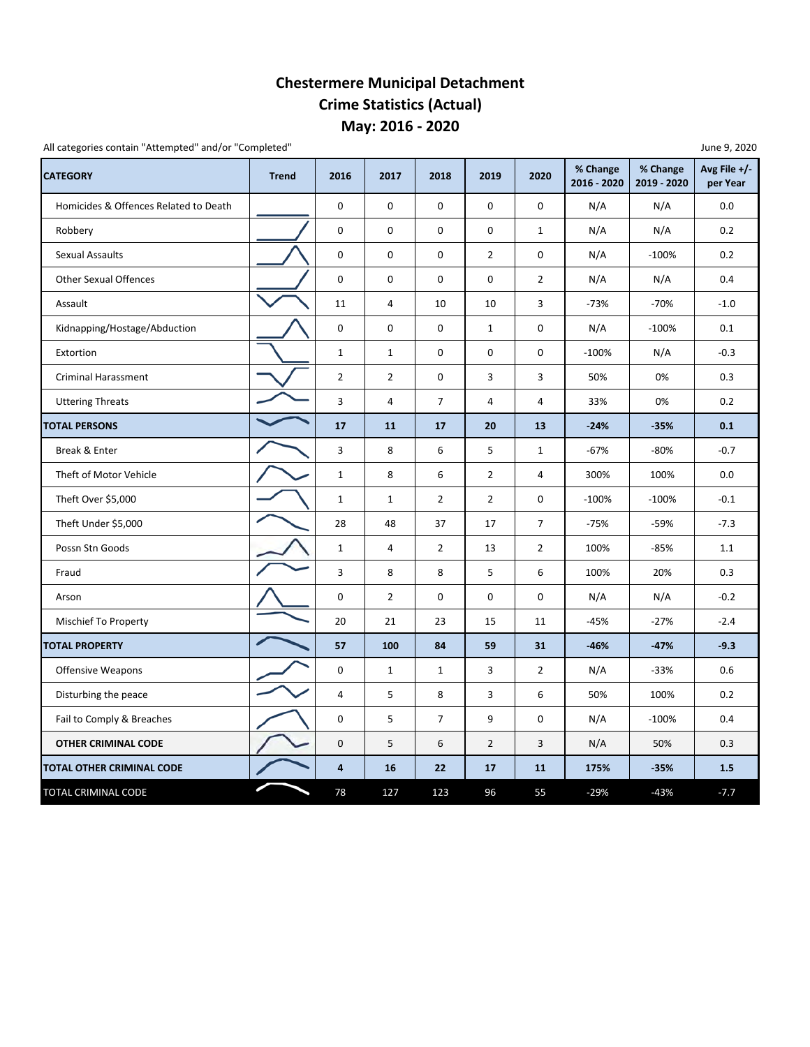# Chestermere Municipal Detachment
# Crime Statistics (Actual)
# May: 2016 - 2020

All categories contain "Attempted" and/or "Completed"

June 9, 2020

| CATEGORY | Trend | 2016 | 2017 | 2018 | 2019 | 2020 | % Change 2016 - 2020 | % Change 2019 - 2020 | Avg File +/- per Year |
|---|---|---|---|---|---|---|---|---|---|
| Homicides & Offences Related to Death | | 0 | 0 | 0 | 0 | 0 | N/A | N/A | 0.0 |
| Robbery | | 0 | 0 | 0 | 0 | 1 | N/A | N/A | 0.2 |
| Sexual Assaults | | 0 | 0 | 0 | 2 | 0 | N/A | -100% | 0.2 |
| Other Sexual Offences | | 0 | 0 | 0 | 0 | 2 | N/A | N/A | 0.4 |
| Assault | | 11 | 4 | 10 | 10 | 3 | -73% | -70% | -1.0 |
| Kidnapping/Hostage/Abduction | | 0 | 0 | 0 | 1 | 0 | N/A | -100% | 0.1 |
| Extortion | | 1 | 1 | 0 | 0 | 0 | -100% | N/A | -0.3 |
| Criminal Harassment | | 2 | 2 | 0 | 3 | 3 | 50% | 0% | 0.3 |
| Uttering Threats | | 3 | 4 | 7 | 4 | 4 | 33% | 0% | 0.2 |
| **TOTAL PERSONS** | | **17** | **11** | **17** | **20** | **13** | **-24%** | **-35%** | **0.1** |
| Break & Enter | | 3 | 8 | 6 | 5 | 1 | -67% | -80% | -0.7 |
| Theft of Motor Vehicle | | 1 | 8 | 6 | 2 | 4 | 300% | 100% | 0.0 |
| Theft Over $5,000 | | 1 | 1 | 2 | 2 | 0 | -100% | -100% | -0.1 |
| Theft Under $5,000 | | 28 | 48 | 37 | 17 | 7 | -75% | -59% | -7.3 |
| Possn Stn Goods | | 1 | 4 | 2 | 13 | 2 | 100% | -85% | 1.1 |
| Fraud | | 3 | 8 | 8 | 5 | 6 | 100% | 20% | 0.3 |
| Arson | | 0 | 2 | 0 | 0 | 0 | N/A | N/A | -0.2 |
| Mischief To Property | | 20 | 21 | 23 | 15 | 11 | -45% | -27% | -2.4 |
| **TOTAL PROPERTY** | | **57** | **100** | **84** | **59** | **31** | **-46%** | **-47%** | **-9.3** |
| Offensive Weapons | | 0 | 1 | 1 | 3 | 2 | N/A | -33% | 0.6 |
| Disturbing the peace | | 4 | 5 | 8 | 3 | 6 | 50% | 100% | 0.2 |
| Fail to Comply & Breaches | | 0 | 5 | 7 | 9 | 0 | N/A | -100% | 0.4 |
| **OTHER CRIMINAL CODE** | | 0 | 5 | 6 | 2 | 3 | N/A | 50% | 0.3 |
| **TOTAL OTHER CRIMINAL CODE** | | **4** | **16** | **22** | **17** | **11** | **175%** | **-35%** | **1.5** |
| TOTAL CRIMINAL CODE | | 78 | 127 | 123 | 96 | 55 | -29% | -43% | -7.7 |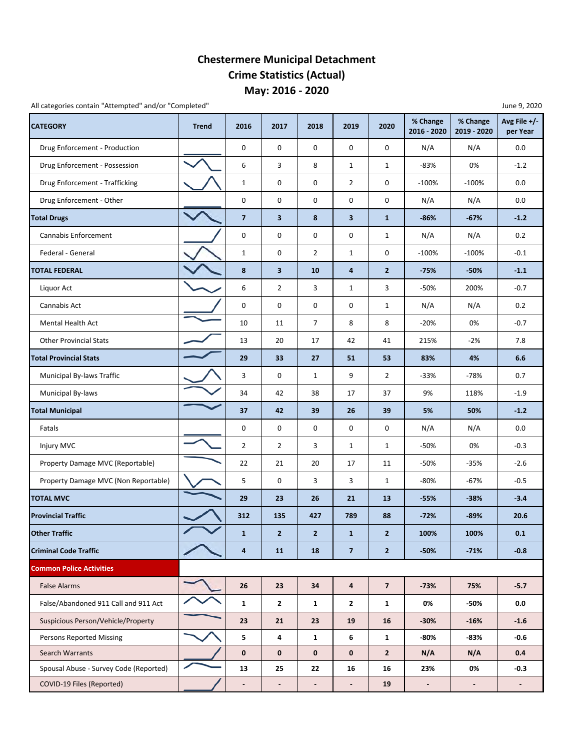# Chestermere Municipal Detachment
# Crime Statistics (Actual)
# May: 2016 - 2020

All categories contain "Attempted" and/or "Completed"

June 9, 2020

| CATEGORY | Trend | 2016 | 2017 | 2018 | 2019 | 2020 | % Change 2016 - 2020 | % Change 2019 - 2020 | Avg File +/- per Year |
|---|---|---|---|---|---|---|---|---|---|
| Drug Enforcement - Production | | 0 | 0 | 0 | 0 | 0 | N/A | N/A | 0.0 |
| Drug Enforcement - Possession | | 6 | 3 | 8 | 1 | 1 | -83% | 0% | -1.2 |
| Drug Enforcement - Trafficking | | 1 | 0 | 0 | 2 | 0 | -100% | -100% | 0.0 |
| Drug Enforcement - Other | | 0 | 0 | 0 | 0 | 0 | N/A | N/A | 0.0 |
| **Total Drugs** | | **7** | **3** | **8** | **3** | **1** | **-86%** | **-67%** | **-1.2** |
| Cannabis Enforcement | | 0 | 0 | 0 | 0 | 1 | N/A | N/A | 0.2 |
| Federal - General | | 1 | 0 | 2 | 1 | 0 | -100% | -100% | -0.1 |
| **TOTAL FEDERAL** | | **8** | **3** | **10** | **4** | **2** | **-75%** | **-50%** | **-1.1** |
| Liquor Act | | 6 | 2 | 3 | 1 | 3 | -50% | 200% | -0.7 |
| Cannabis Act | | 0 | 0 | 0 | 0 | 1 | N/A | N/A | 0.2 |
| Mental Health Act | | 10 | 11 | 7 | 8 | 8 | -20% | 0% | -0.7 |
| Other Provincial Stats | | 13 | 20 | 17 | 42 | 41 | 215% | -2% | 7.8 |
| **Total Provincial Stats** | | **29** | **33** | **27** | **51** | **53** | **83%** | **4%** | **6.6** |
| Municipal By-laws Traffic | | 3 | 0 | 1 | 9 | 2 | -33% | -78% | 0.7 |
| Municipal By-laws | | 34 | 42 | 38 | 17 | 37 | 9% | 118% | -1.9 |
| **Total Municipal** | | **37** | **42** | **39** | **26** | **39** | **5%** | **50%** | **-1.2** |
| Fatals | | 0 | 0 | 0 | 0 | 0 | N/A | N/A | 0.0 |
| Injury MVC | | 2 | 2 | 3 | 1 | 1 | -50% | 0% | -0.3 |
| Property Damage MVC (Reportable) | | 22 | 21 | 20 | 17 | 11 | -50% | -35% | -2.6 |
| Property Damage MVC (Non Reportable) | | 5 | 0 | 3 | 3 | 1 | -80% | -67% | -0.5 |
| **TOTAL MVC** | | **29** | **23** | **26** | **21** | **13** | **-55%** | **-38%** | **-3.4** |
| **Provincial Traffic** | | **312** | **135** | **427** | **789** | **88** | **-72%** | **-89%** | **20.6** |
| **Other Traffic** | | **1** | **2** | **2** | **1** | **2** | **100%** | **100%** | **0.1** |
| **Criminal Code Traffic** | | **4** | **11** | **18** | **7** | **2** | **-50%** | **-71%** | **-0.8** |
| **Common Police Activities** | | | | | | | | | |
| False Alarms | | **26** | **23** | **34** | **4** | **7** | **-73%** | **75%** | **-5.7** |
| False/Abandoned 911 Call and 911 Act | | **1** | **2** | **1** | **2** | **1** | **0%** | **-50%** | **0.0** |
| Suspicious Person/Vehicle/Property | | **23** | **21** | **23** | **19** | **16** | **-30%** | **-16%** | **-1.6** |
| Persons Reported Missing | | **5** | **4** | **1** | **6** | **1** | **-80%** | **-83%** | **-0.6** |
| Search Warrants | | **0** | **0** | **0** | **0** | **2** | **N/A** | **N/A** | **0.4** |
| Spousal Abuse - Survey Code (Reported) | | **13** | **25** | **22** | **16** | **16** | **23%** | **0%** | **-0.3** |
| COVID-19 Files (Reported) | | **-** | **-** | **-** | **-** | **19** | **-** | **-** | **-** |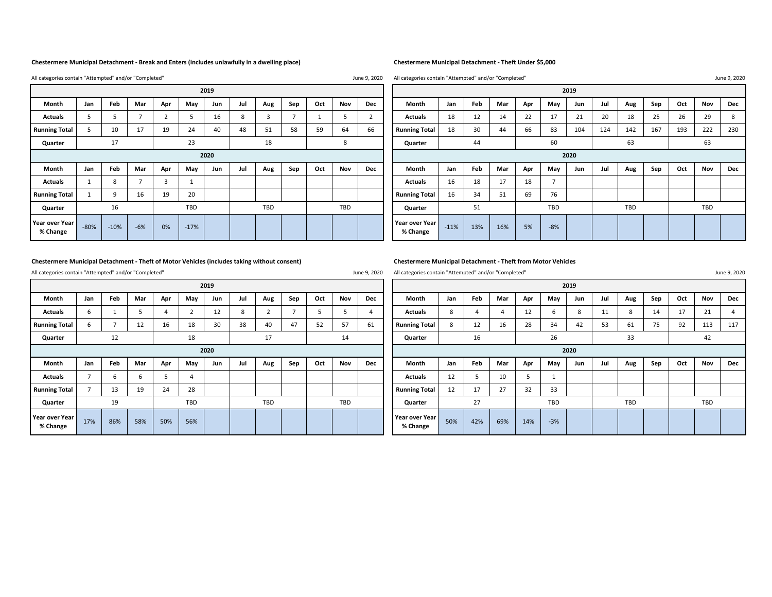### Chestermere Municipal Detachment - Break and Enters (includes unlawfully in a dwelling place)

All categories contain "Attempted" and/or "Completed"

June 9, 2020

| 2019 | | | | | | | | | | | | |
|---|---|---|---|---|---|---|---|---|---|---|---|---|
| Month | Jan | Feb | Mar | Apr | May | Jun | Jul | Aug | Sep | Oct | Nov | Dec |
| Actuals | 5 | 5 | 7 | 2 | 5 | 16 | 8 | 3 | 7 | 1 | 5 | 2 |
| Running Total | 5 | 10 | 17 | 19 | 24 | 40 | 48 | 51 | 58 | 59 | 64 | 66 |
| Quarter | | 17 | | | 23 | | | 18 | | | 8 | |
| **2020** | | | | | | | | | | | | |
| Month | Jan | Feb | Mar | Apr | May | Jun | Jul | Aug | Sep | Oct | Nov | Dec |
| Actuals | 1 | 8 | 7 | 3 | 1 | | | | | | | |
| Running Total | 1 | 9 | 16 | 19 | 20 | | | | | | | |
| Quarter | | 16 | | | TBD | | | TBD | | | TBD | |
| Year over Year % Change | -80% | -10% | -6% | 0% | -17% | | | | | | | |

### Chestermere Municipal Detachment - Theft Under $5,000

All categories contain "Attempted" and/or "Completed"

June 9, 2020

| 2019 | | | | | | | | | | | | |
|---|---|---|---|---|---|---|---|---|---|---|---|---|
| Month | Jan | Feb | Mar | Apr | May | Jun | Jul | Aug | Sep | Oct | Nov | Dec |
| Actuals | 18 | 12 | 14 | 22 | 17 | 21 | 20 | 18 | 25 | 26 | 29 | 8 |
| Running Total | 18 | 30 | 44 | 66 | 83 | 104 | 124 | 142 | 167 | 193 | 222 | 230 |
| Quarter | | 44 | | | 60 | | | 63 | | | 63 | |
| **2020** | | | | | | | | | | | | |
| Month | Jan | Feb | Mar | Apr | May | Jun | Jul | Aug | Sep | Oct | Nov | Dec |
| Actuals | 16 | 18 | 17 | 18 | 7 | | | | | | | |
| Running Total | 16 | 34 | 51 | 69 | 76 | | | | | | | |
| Quarter | | 51 | | | TBD | | | TBD | | | TBD | |
| Year over Year % Change | -11% | 13% | 16% | 5% | -8% | | | | | | | |

### Chestermere Municipal Detachment - Theft of Motor Vehicles (includes taking without consent)

All categories contain "Attempted" and/or "Completed"

June 9, 2020

| 2019 | | | | | | | | | | | | |
|---|---|---|---|---|---|---|---|---|---|---|---|---|
| Month | Jan | Feb | Mar | Apr | May | Jun | Jul | Aug | Sep | Oct | Nov | Dec |
| Actuals | 6 | 1 | 5 | 4 | 2 | 12 | 8 | 2 | 7 | 5 | 5 | 4 |
| Running Total | 6 | 7 | 12 | 16 | 18 | 30 | 38 | 40 | 47 | 52 | 57 | 61 |
| Quarter | | 12 | | | 18 | | | 17 | | | 14 | |
| **2020** | | | | | | | | | | | | |
| Month | Jan | Feb | Mar | Apr | May | Jun | Jul | Aug | Sep | Oct | Nov | Dec |
| Actuals | 7 | 6 | 6 | 5 | 4 | | | | | | | |
| Running Total | 7 | 13 | 19 | 24 | 28 | | | | | | | |
| Quarter | | 19 | | | TBD | | | TBD | | | TBD | |
| Year over Year % Change | 17% | 86% | 58% | 50% | 56% | | | | | | | |

### Chestermere Municipal Detachment - Theft from Motor Vehicles

All categories contain "Attempted" and/or "Completed"

June 9, 2020

| 2019 | | | | | | | | | | | | |
|---|---|---|---|---|---|---|---|---|---|---|---|---|
| Month | Jan | Feb | Mar | Apr | May | Jun | Jul | Aug | Sep | Oct | Nov | Dec |
| Actuals | 8 | 4 | 4 | 12 | 6 | 8 | 11 | 8 | 14 | 17 | 21 | 4 |
| Running Total | 8 | 12 | 16 | 28 | 34 | 42 | 53 | 61 | 75 | 92 | 113 | 117 |
| Quarter | | 16 | | | 26 | | | 33 | | | 42 | |
| **2020** | | | | | | | | | | | | |
| Month | Jan | Feb | Mar | Apr | May | Jun | Jul | Aug | Sep | Oct | Nov | Dec |
| Actuals | 12 | 5 | 10 | 5 | 1 | | | | | | | |
| Running Total | 12 | 17 | 27 | 32 | 33 | | | | | | | |
| Quarter | | 27 | | | TBD | | | TBD | | | TBD | |
| Year over Year % Change | 50% | 42% | 69% | 14% | -3% | | | | | | | |